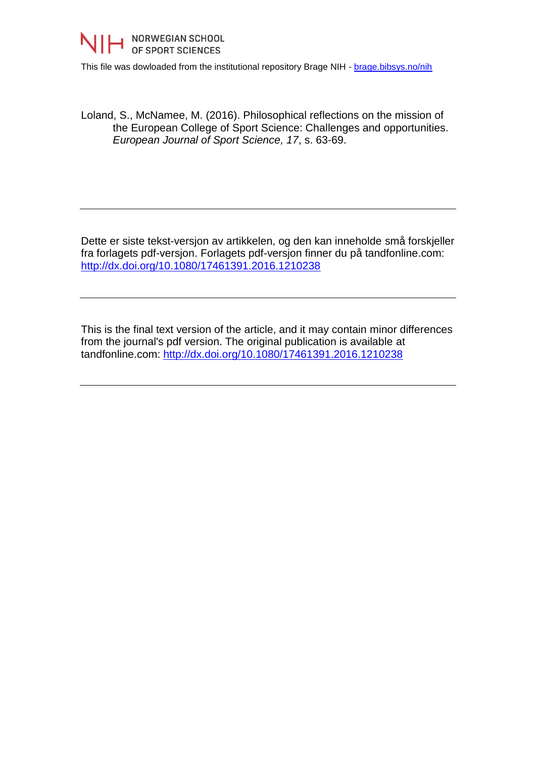NORWEGIAN SCHOOL OF SPORT SCIENCES

This file was dowloaded from the institutional repository Brage NIH - [brage.bibsys.no/nih](brage.bibsys.no/nih)

Loland, S., McNamee, M. (2016). Philosophical reflections on the mission of the European College of Sport Science: Challenges and opportunities. *European Journal of Sport Science, 17*, s. 63-69.

---

Dette er siste tekst-versjon av artikkelen, og den kan inneholde små forskjeller fra forlagets pdf-versjon. Forlagets pdf-versjon finner du på tandfonline.com: [http://dx.doi.org/10.1080/17461391.2016.1210238](http://dx.doi.org/10.1080/17461391.2016.1210238)

---

This is the final text version of the article, and it may contain minor differences from the journal's pdf version. The original publication is available at tandfonline.com: [http://dx.doi.org/10.1080/17461391.2016.1210238](http://dx.doi.org/10.1080/17461391.2016.1210238)

---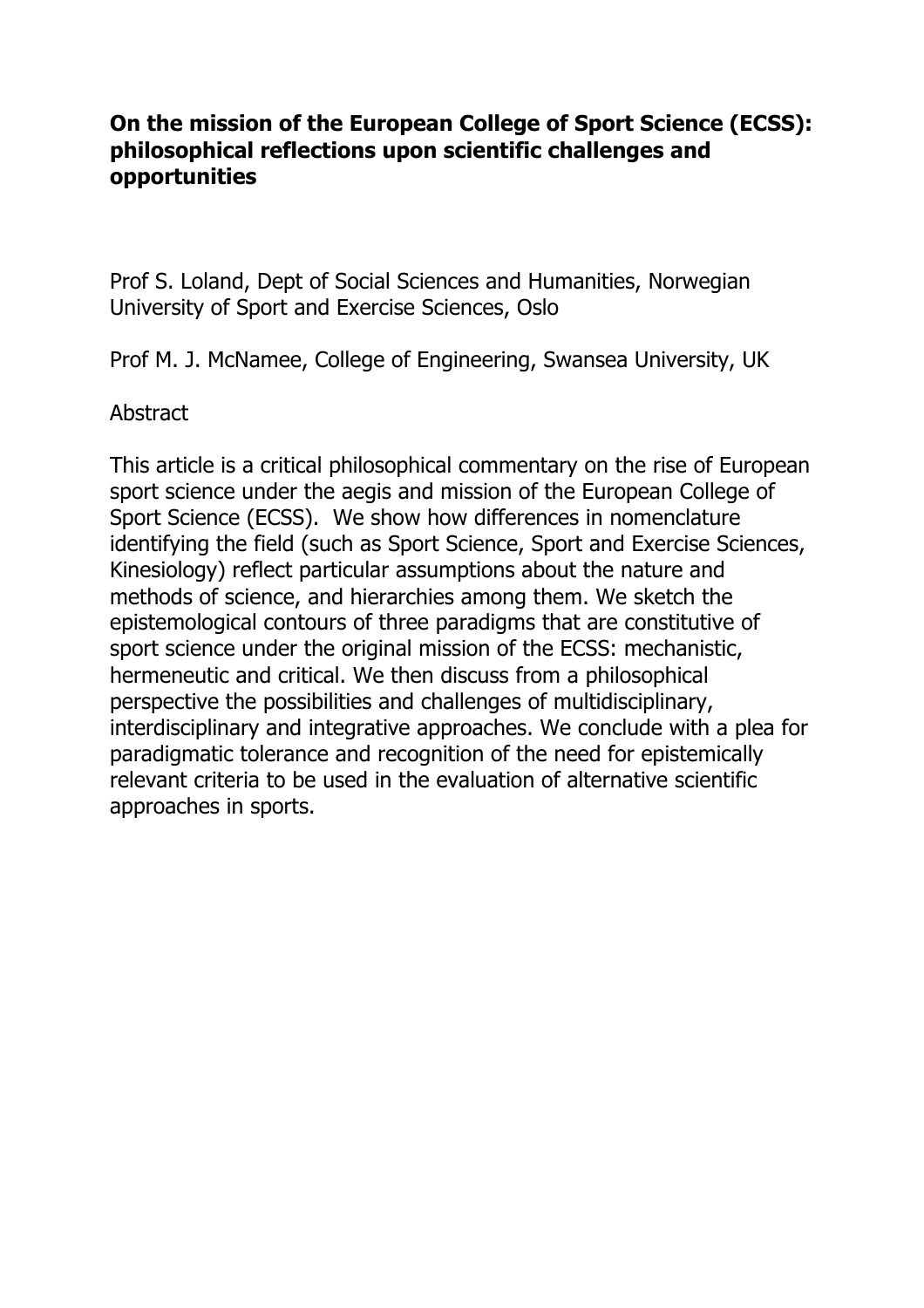# On the mission of the European College of Sport Science (ECSS): philosophical reflections upon scientific challenges and opportunities

Prof S. Loland, Dept of Social Sciences and Humanities, Norwegian University of Sport and Exercise Sciences, Oslo

Prof M. J. McNamee, College of Engineering, Swansea University, UK

Abstract

This article is a critical philosophical commentary on the rise of European sport science under the aegis and mission of the European College of Sport Science (ECSS). We show how differences in nomenclature identifying the field (such as Sport Science, Sport and Exercise Sciences, Kinesiology) reflect particular assumptions about the nature and methods of science, and hierarchies among them. We sketch the epistemological contours of three paradigms that are constitutive of sport science under the original mission of the ECSS: mechanistic, hermeneutic and critical. We then discuss from a philosophical perspective the possibilities and challenges of multidisciplinary, interdisciplinary and integrative approaches. We conclude with a plea for paradigmatic tolerance and recognition of the need for epistemically relevant criteria to be used in the evaluation of alternative scientific approaches in sports.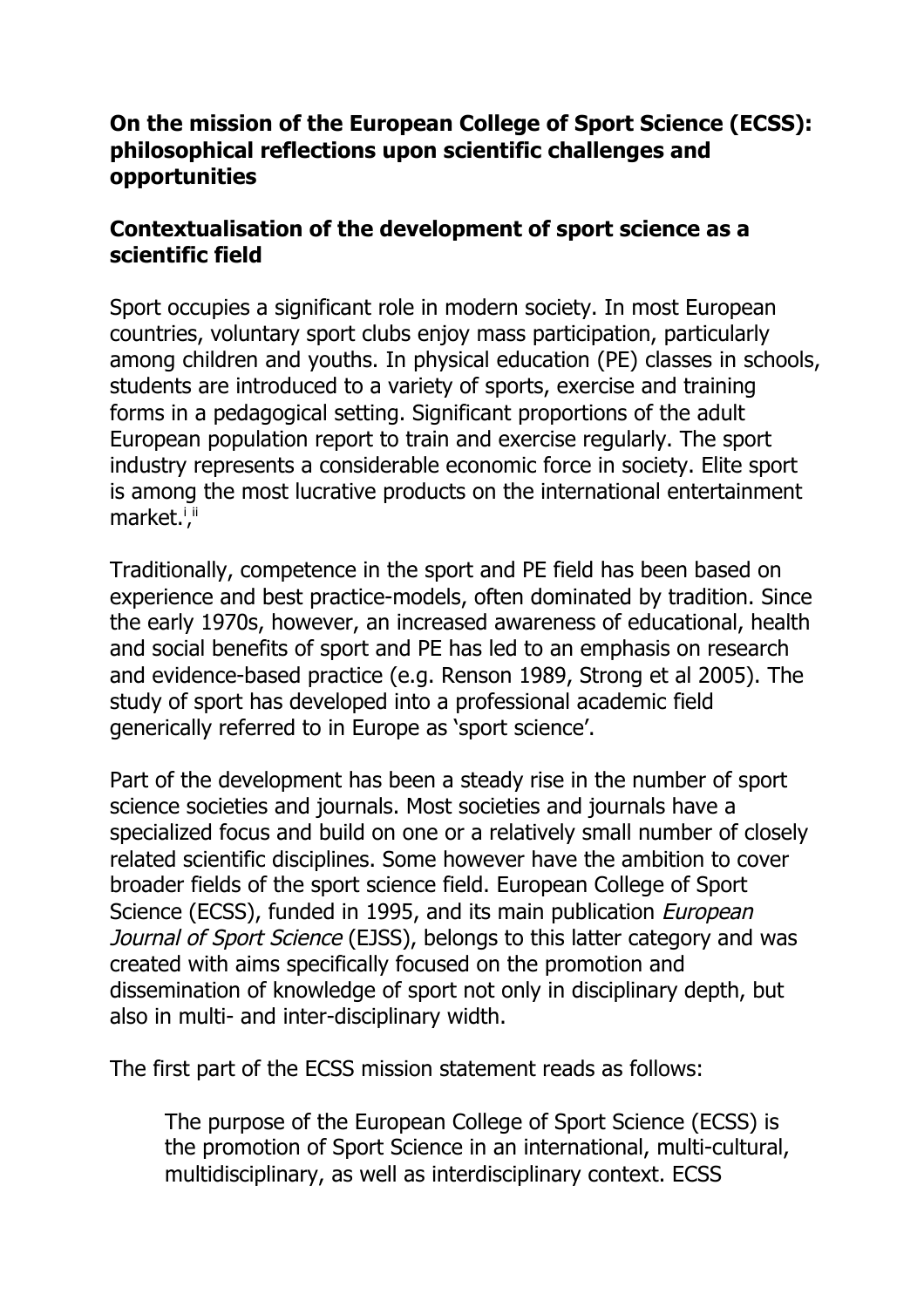## On the mission of the European College of Sport Science (ECSS): philosophical reflections upon scientific challenges and opportunities

### Contextualisation of the development of sport science as a scientific field

Sport occupies a significant role in modern society. In most European countries, voluntary sport clubs enjoy mass participation, particularly among children and youths. In physical education (PE) classes in schools, students are introduced to a variety of sports, exercise and training forms in a pedagogical setting. Significant proportions of the adult European population report to train and exercise regularly. The sport industry represents a considerable economic force in society. Elite sport is among the most lucrative products on the international entertainment market.[i],[ii]

Traditionally, competence in the sport and PE field has been based on experience and best practice-models, often dominated by tradition. Since the early 1970s, however, an increased awareness of educational, health and social benefits of sport and PE has led to an emphasis on research and evidence-based practice (e.g. Renson 1989, Strong et al 2005). The study of sport has developed into a professional academic field generically referred to in Europe as 'sport science'.

Part of the development has been a steady rise in the number of sport science societies and journals. Most societies and journals have a specialized focus and build on one or a relatively small number of closely related scientific disciplines. Some however have the ambition to cover broader fields of the sport science field. European College of Sport Science (ECSS), funded in 1995, and its main publication *European Journal of Sport Science* (EJSS), belongs to this latter category and was created with aims specifically focused on the promotion and dissemination of knowledge of sport not only in disciplinary depth, but also in multi- and inter-disciplinary width.

The first part of the ECSS mission statement reads as follows:

> The purpose of the European College of Sport Science (ECSS) is the promotion of Sport Science in an international, multi-cultural, multidisciplinary, as well as interdisciplinary context. ECSS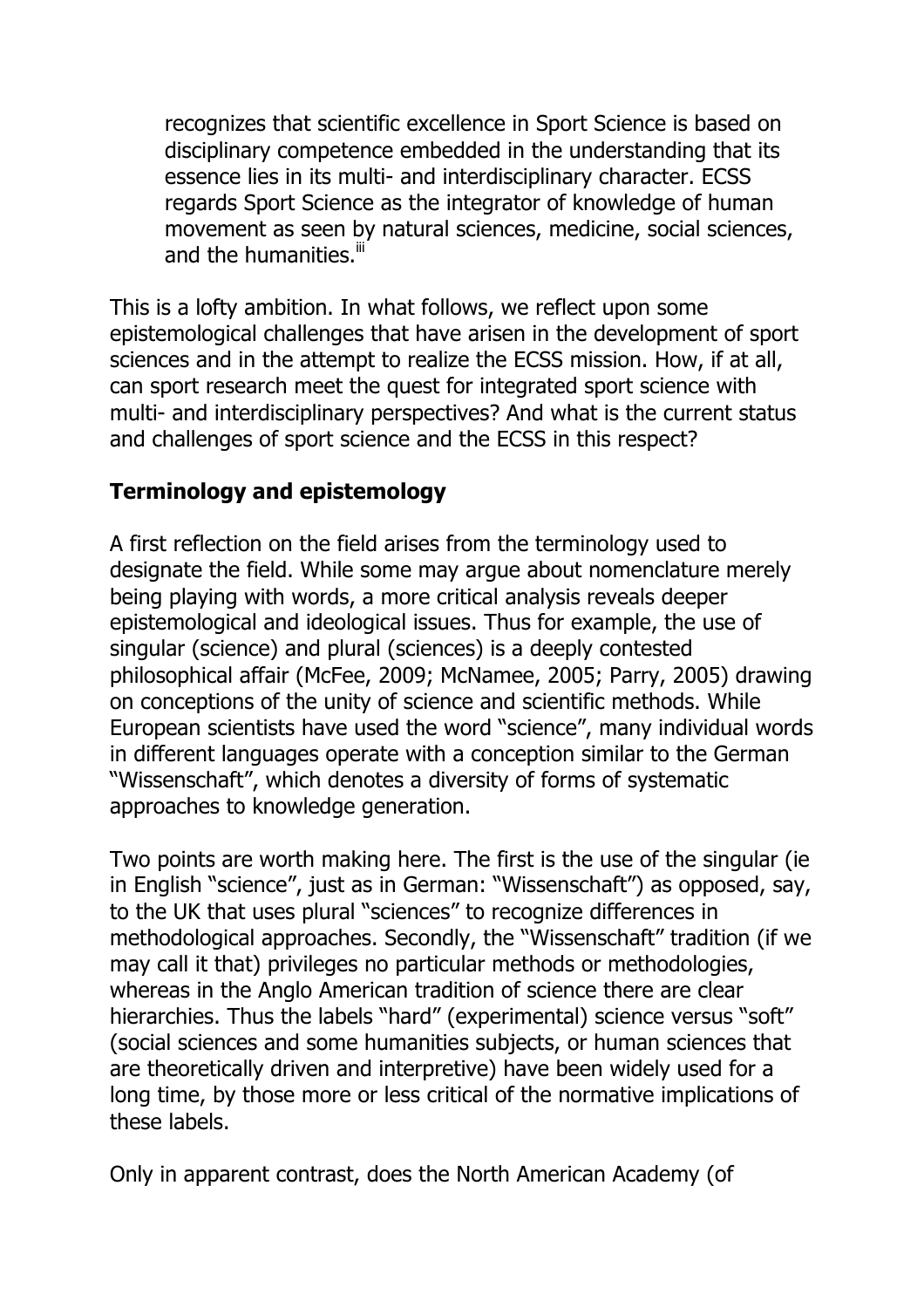> recognizes that scientific excellence in Sport Science is based on disciplinary competence embedded in the understanding that its essence lies in its multi- and interdisciplinary character. ECSS regards Sport Science as the integrator of knowledge of human movement as seen by natural sciences, medicine, social sciences, and the humanities.[iii]

This is a lofty ambition. In what follows, we reflect upon some epistemological challenges that have arisen in the development of sport sciences and in the attempt to realize the ECSS mission. How, if at all, can sport research meet the quest for integrated sport science with multi- and interdisciplinary perspectives? And what is the current status and challenges of sport science and the ECSS in this respect?

## Terminology and epistemology

A first reflection on the field arises from the terminology used to designate the field. While some may argue about nomenclature merely being playing with words, a more critical analysis reveals deeper epistemological and ideological issues. Thus for example, the use of singular (science) and plural (sciences) is a deeply contested philosophical affair (McFee, 2009; McNamee, 2005; Parry, 2005) drawing on conceptions of the unity of science and scientific methods. While European scientists have used the word "science", many individual words in different languages operate with a conception similar to the German "Wissenschaft", which denotes a diversity of forms of systematic approaches to knowledge generation.

Two points are worth making here. The first is the use of the singular (ie in English "science", just as in German: "Wissenschaft") as opposed, say, to the UK that uses plural "sciences" to recognize differences in methodological approaches. Secondly, the "Wissenschaft" tradition (if we may call it that) privileges no particular methods or methodologies, whereas in the Anglo American tradition of science there are clear hierarchies. Thus the labels "hard" (experimental) science versus "soft" (social sciences and some humanities subjects, or human sciences that are theoretically driven and interpretive) have been widely used for a long time, by those more or less critical of the normative implications of these labels.

Only in apparent contrast, does the North American Academy (of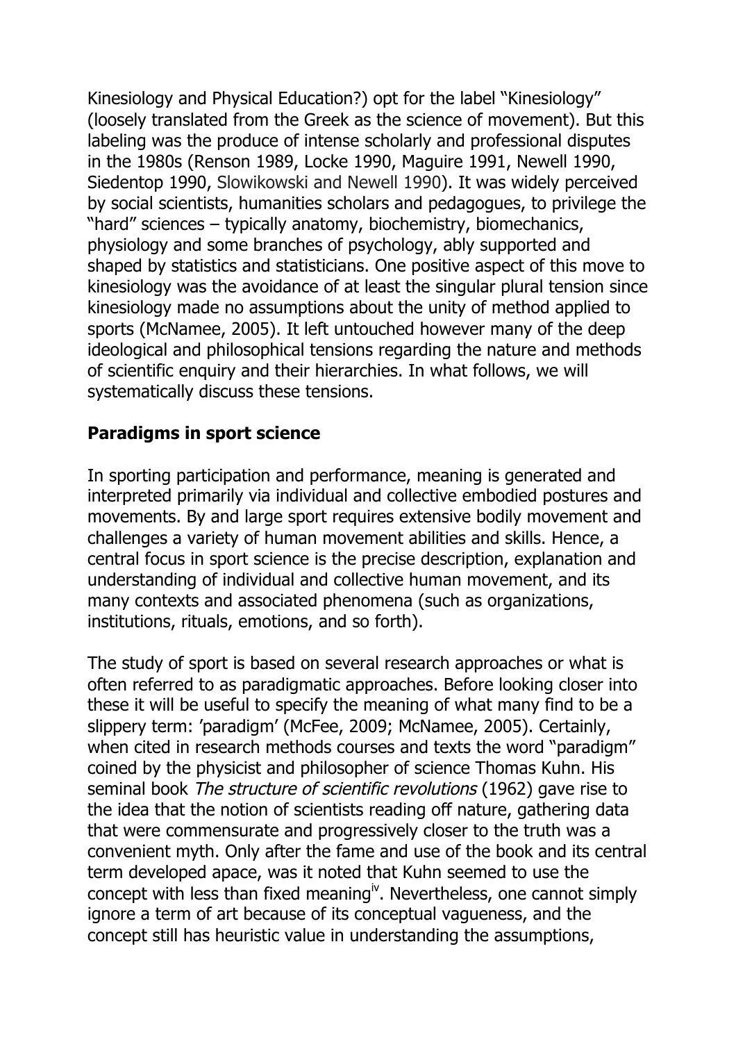Kinesiology and Physical Education?) opt for the label "Kinesiology" (loosely translated from the Greek as the science of movement). But this labeling was the produce of intense scholarly and professional disputes in the 1980s (Renson 1989, Locke 1990, Maguire 1991, Newell 1990, Siedentop 1990, Slowikowski and Newell 1990). It was widely perceived by social scientists, humanities scholars and pedagogues, to privilege the "hard" sciences – typically anatomy, biochemistry, biomechanics, physiology and some branches of psychology, ably supported and shaped by statistics and statisticians. One positive aspect of this move to kinesiology was the avoidance of at least the singular plural tension since kinesiology made no assumptions about the unity of method applied to sports (McNamee, 2005). It left untouched however many of the deep ideological and philosophical tensions regarding the nature and methods of scientific enquiry and their hierarchies. In what follows, we will systematically discuss these tensions.

## Paradigms in sport science

In sporting participation and performance, meaning is generated and interpreted primarily via individual and collective embodied postures and movements. By and large sport requires extensive bodily movement and challenges a variety of human movement abilities and skills. Hence, a central focus in sport science is the precise description, explanation and understanding of individual and collective human movement, and its many contexts and associated phenomena (such as organizations, institutions, rituals, emotions, and so forth).

The study of sport is based on several research approaches or what is often referred to as paradigmatic approaches. Before looking closer into these it will be useful to specify the meaning of what many find to be a slippery term: 'paradigm' (McFee, 2009; McNamee, 2005). Certainly, when cited in research methods courses and texts the word "paradigm" coined by the physicist and philosopher of science Thomas Kuhn. His seminal book *The structure of scientific revolutions* (1962) gave rise to the idea that the notion of scientists reading off nature, gathering data that were commensurate and progressively closer to the truth was a convenient myth. Only after the fame and use of the book and its central term developed apace, was it noted that Kuhn seemed to use the concept with less than fixed meaning[iv]. Nevertheless, one cannot simply ignore a term of art because of its conceptual vagueness, and the concept still has heuristic value in understanding the assumptions,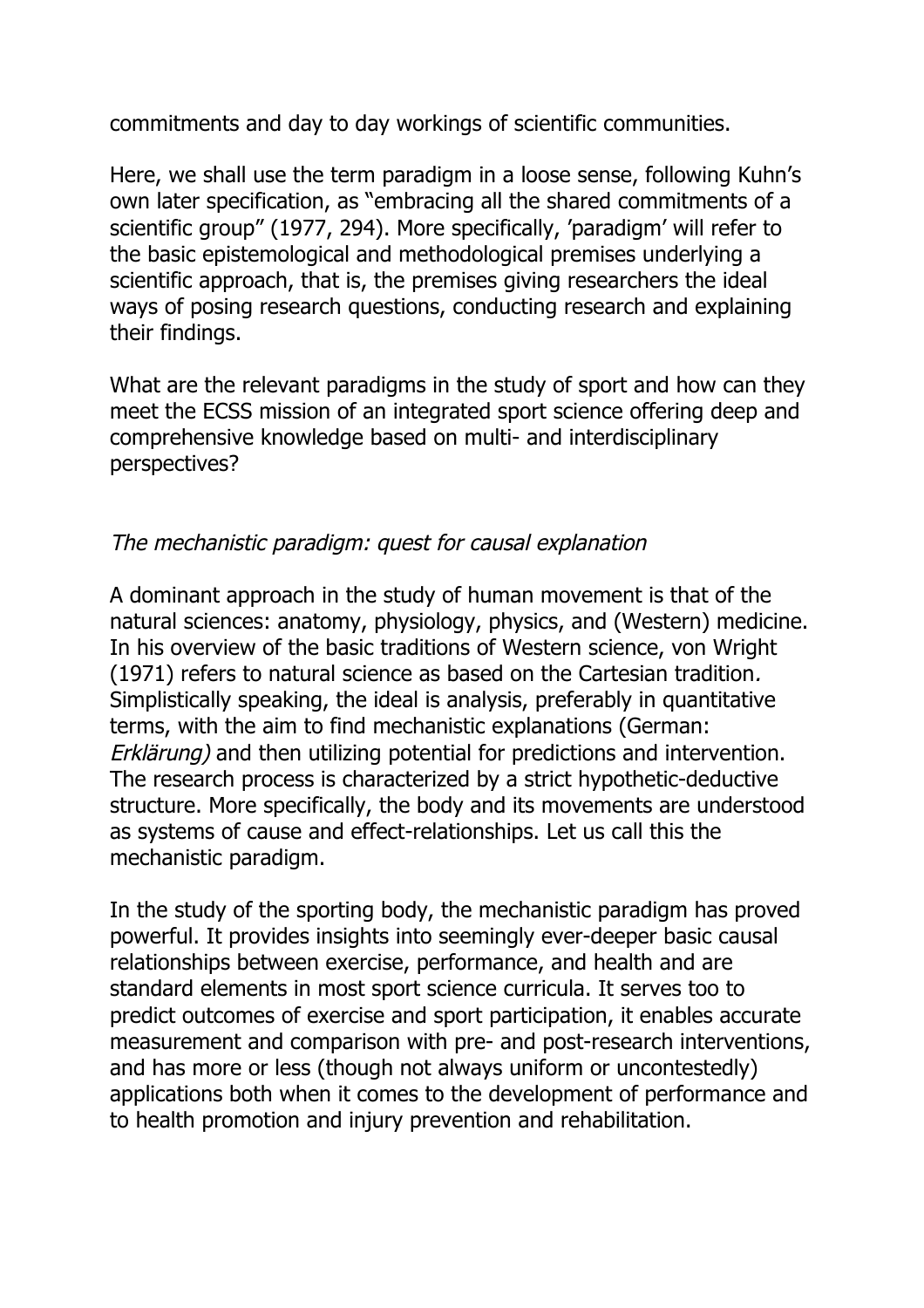commitments and day to day workings of scientific communities.

Here, we shall use the term paradigm in a loose sense, following Kuhn's own later specification, as "embracing all the shared commitments of a scientific group" (1977, 294). More specifically, 'paradigm' will refer to the basic epistemological and methodological premises underlying a scientific approach, that is, the premises giving researchers the ideal ways of posing research questions, conducting research and explaining their findings.

What are the relevant paradigms in the study of sport and how can they meet the ECSS mission of an integrated sport science offering deep and comprehensive knowledge based on multi- and interdisciplinary perspectives?

### *The mechanistic paradigm: quest for causal explanation*

A dominant approach in the study of human movement is that of the natural sciences: anatomy, physiology, physics, and (Western) medicine. In his overview of the basic traditions of Western science, von Wright (1971) refers to natural science as based on the Cartesian tradition*.* Simplistically speaking, the ideal is analysis, preferably in quantitative terms, with the aim to find mechanistic explanations (German: *Erklärung)* and then utilizing potential for predictions and intervention. The research process is characterized by a strict hypothetic-deductive structure. More specifically, the body and its movements are understood as systems of cause and effect-relationships. Let us call this the mechanistic paradigm.

In the study of the sporting body, the mechanistic paradigm has proved powerful. It provides insights into seemingly ever-deeper basic causal relationships between exercise, performance, and health and are standard elements in most sport science curricula. It serves too to predict outcomes of exercise and sport participation, it enables accurate measurement and comparison with pre- and post-research interventions, and has more or less (though not always uniform or uncontestedly) applications both when it comes to the development of performance and to health promotion and injury prevention and rehabilitation.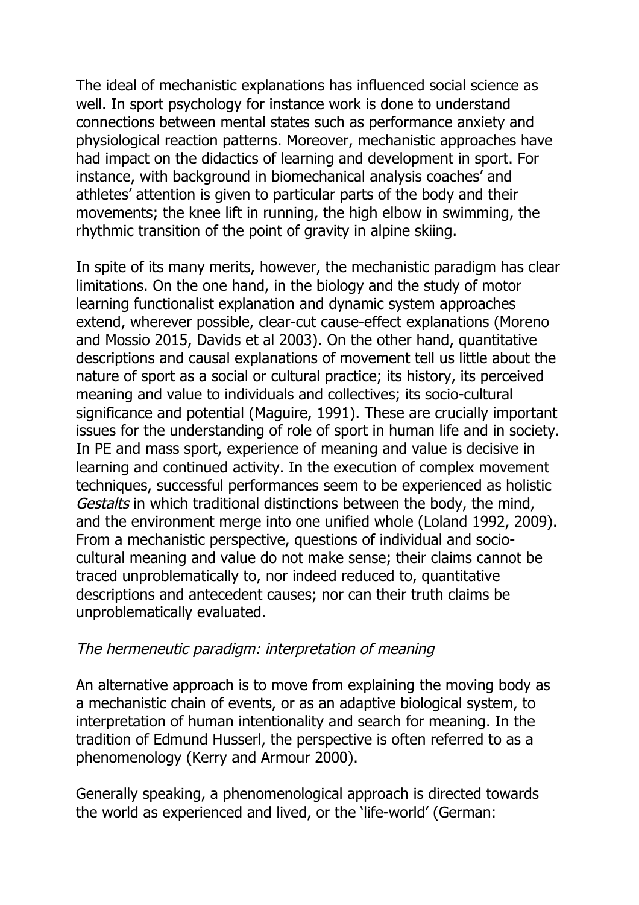The ideal of mechanistic explanations has influenced social science as well. In sport psychology for instance work is done to understand connections between mental states such as performance anxiety and physiological reaction patterns. Moreover, mechanistic approaches have had impact on the didactics of learning and development in sport. For instance, with background in biomechanical analysis coaches' and athletes' attention is given to particular parts of the body and their movements; the knee lift in running, the high elbow in swimming, the rhythmic transition of the point of gravity in alpine skiing.

In spite of its many merits, however, the mechanistic paradigm has clear limitations. On the one hand, in the biology and the study of motor learning functionalist explanation and dynamic system approaches extend, wherever possible, clear-cut cause-effect explanations (Moreno and Mossio 2015, Davids et al 2003). On the other hand, quantitative descriptions and causal explanations of movement tell us little about the nature of sport as a social or cultural practice; its history, its perceived meaning and value to individuals and collectives; its socio-cultural significance and potential (Maguire, 1991). These are crucially important issues for the understanding of role of sport in human life and in society. In PE and mass sport, experience of meaning and value is decisive in learning and continued activity. In the execution of complex movement techniques, successful performances seem to be experienced as holistic *Gestalts* in which traditional distinctions between the body, the mind, and the environment merge into one unified whole (Loland 1992, 2009). From a mechanistic perspective, questions of individual and socio-cultural meaning and value do not make sense; their claims cannot be traced unproblematically to, nor indeed reduced to, quantitative descriptions and antecedent causes; nor can their truth claims be unproblematically evaluated.

*The hermeneutic paradigm: interpretation of meaning*

An alternative approach is to move from explaining the moving body as a mechanistic chain of events, or as an adaptive biological system, to interpretation of human intentionality and search for meaning. In the tradition of Edmund Husserl, the perspective is often referred to as a phenomenology (Kerry and Armour 2000).

Generally speaking, a phenomenological approach is directed towards the world as experienced and lived, or the 'life-world' (German: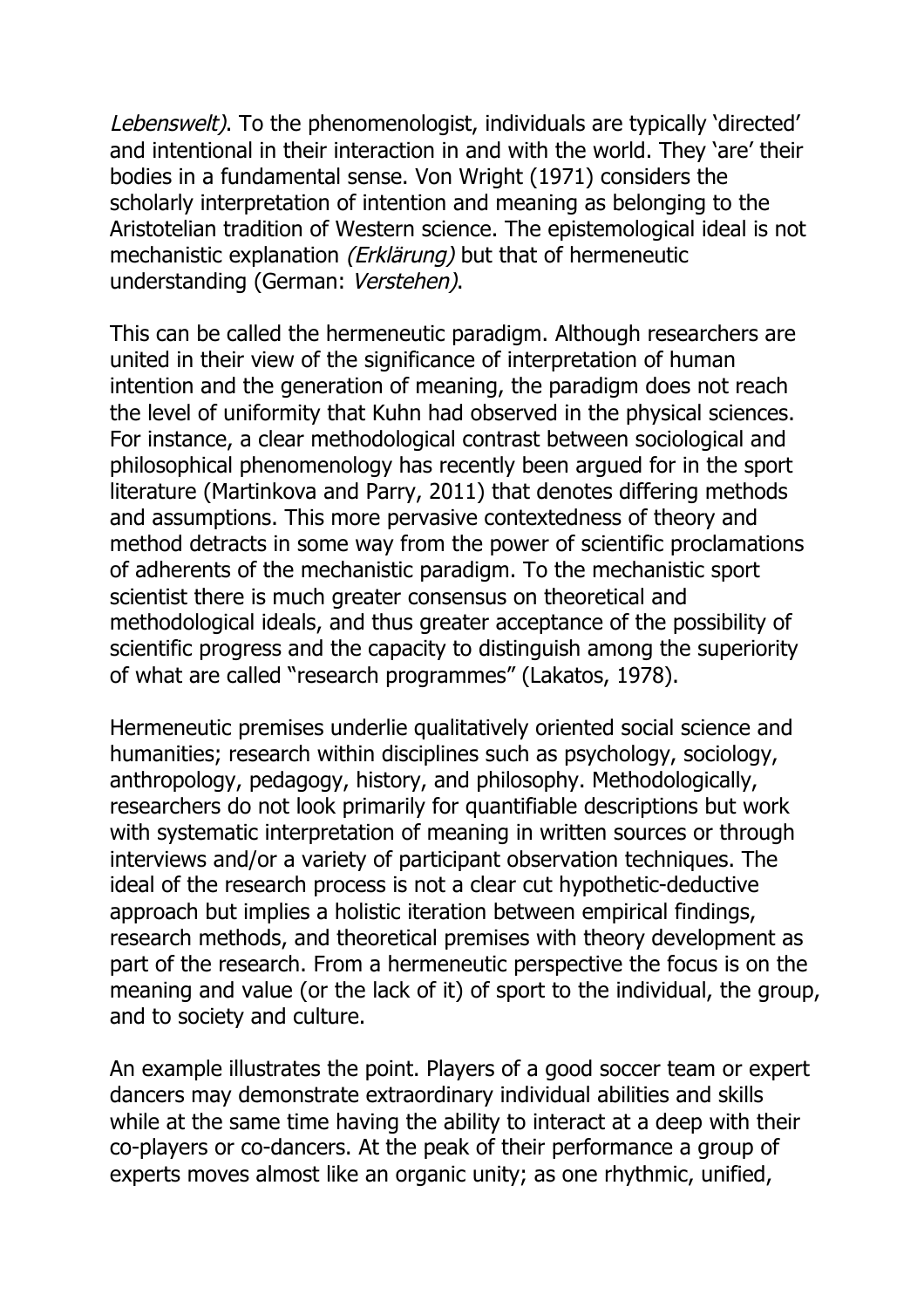*Lebenswelt)*. To the phenomenologist, individuals are typically 'directed' and intentional in their interaction in and with the world. They 'are' their bodies in a fundamental sense. Von Wright (1971) considers the scholarly interpretation of intention and meaning as belonging to the Aristotelian tradition of Western science. The epistemological ideal is not mechanistic explanation *(Erklärung)* but that of hermeneutic understanding (German: *Verstehen)*.

This can be called the hermeneutic paradigm. Although researchers are united in their view of the significance of interpretation of human intention and the generation of meaning, the paradigm does not reach the level of uniformity that Kuhn had observed in the physical sciences. For instance, a clear methodological contrast between sociological and philosophical phenomenology has recently been argued for in the sport literature (Martinkova and Parry, 2011) that denotes differing methods and assumptions. This more pervasive contextedness of theory and method detracts in some way from the power of scientific proclamations of adherents of the mechanistic paradigm. To the mechanistic sport scientist there is much greater consensus on theoretical and methodological ideals, and thus greater acceptance of the possibility of scientific progress and the capacity to distinguish among the superiority of what are called "research programmes" (Lakatos, 1978).

Hermeneutic premises underlie qualitatively oriented social science and humanities; research within disciplines such as psychology, sociology, anthropology, pedagogy, history, and philosophy. Methodologically, researchers do not look primarily for quantifiable descriptions but work with systematic interpretation of meaning in written sources or through interviews and/or a variety of participant observation techniques. The ideal of the research process is not a clear cut hypothetic-deductive approach but implies a holistic iteration between empirical findings, research methods, and theoretical premises with theory development as part of the research. From a hermeneutic perspective the focus is on the meaning and value (or the lack of it) of sport to the individual, the group, and to society and culture.

An example illustrates the point. Players of a good soccer team or expert dancers may demonstrate extraordinary individual abilities and skills while at the same time having the ability to interact at a deep with their co-players or co-dancers. At the peak of their performance a group of experts moves almost like an organic unity; as one rhythmic, unified,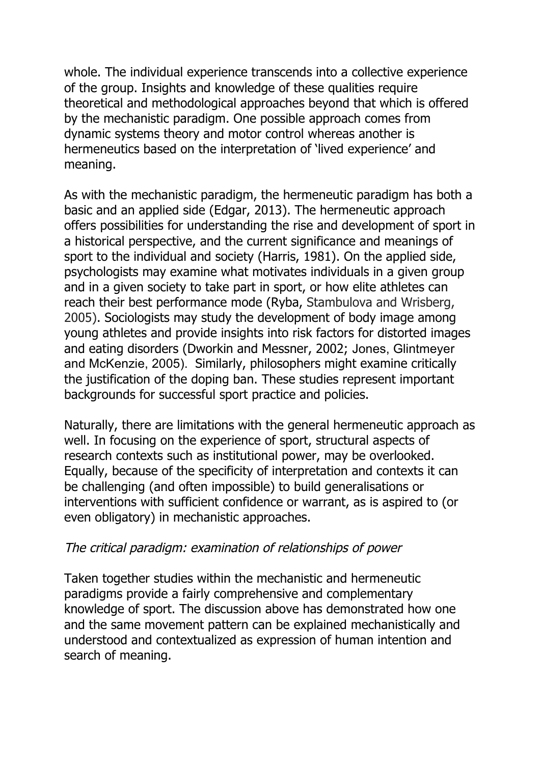whole. The individual experience transcends into a collective experience of the group. Insights and knowledge of these qualities require theoretical and methodological approaches beyond that which is offered by the mechanistic paradigm. One possible approach comes from dynamic systems theory and motor control whereas another is hermeneutics based on the interpretation of 'lived experience' and meaning.

As with the mechanistic paradigm, the hermeneutic paradigm has both a basic and an applied side (Edgar, 2013). The hermeneutic approach offers possibilities for understanding the rise and development of sport in a historical perspective, and the current significance and meanings of sport to the individual and society (Harris, 1981). On the applied side, psychologists may examine what motivates individuals in a given group and in a given society to take part in sport, or how elite athletes can reach their best performance mode (Ryba, Stambulova and Wrisberg, 2005). Sociologists may study the development of body image among young athletes and provide insights into risk factors for distorted images and eating disorders (Dworkin and Messner, 2002; Jones, Glintmeyer and McKenzie, 2005). Similarly, philosophers might examine critically the justification of the doping ban. These studies represent important backgrounds for successful sport practice and policies.

Naturally, there are limitations with the general hermeneutic approach as well. In focusing on the experience of sport, structural aspects of research contexts such as institutional power, may be overlooked. Equally, because of the specificity of interpretation and contexts it can be challenging (and often impossible) to build generalisations or interventions with sufficient confidence or warrant, as is aspired to (or even obligatory) in mechanistic approaches.

### *The critical paradigm: examination of relationships of power*

Taken together studies within the mechanistic and hermeneutic paradigms provide a fairly comprehensive and complementary knowledge of sport. The discussion above has demonstrated how one and the same movement pattern can be explained mechanistically and understood and contextualized as expression of human intention and search of meaning.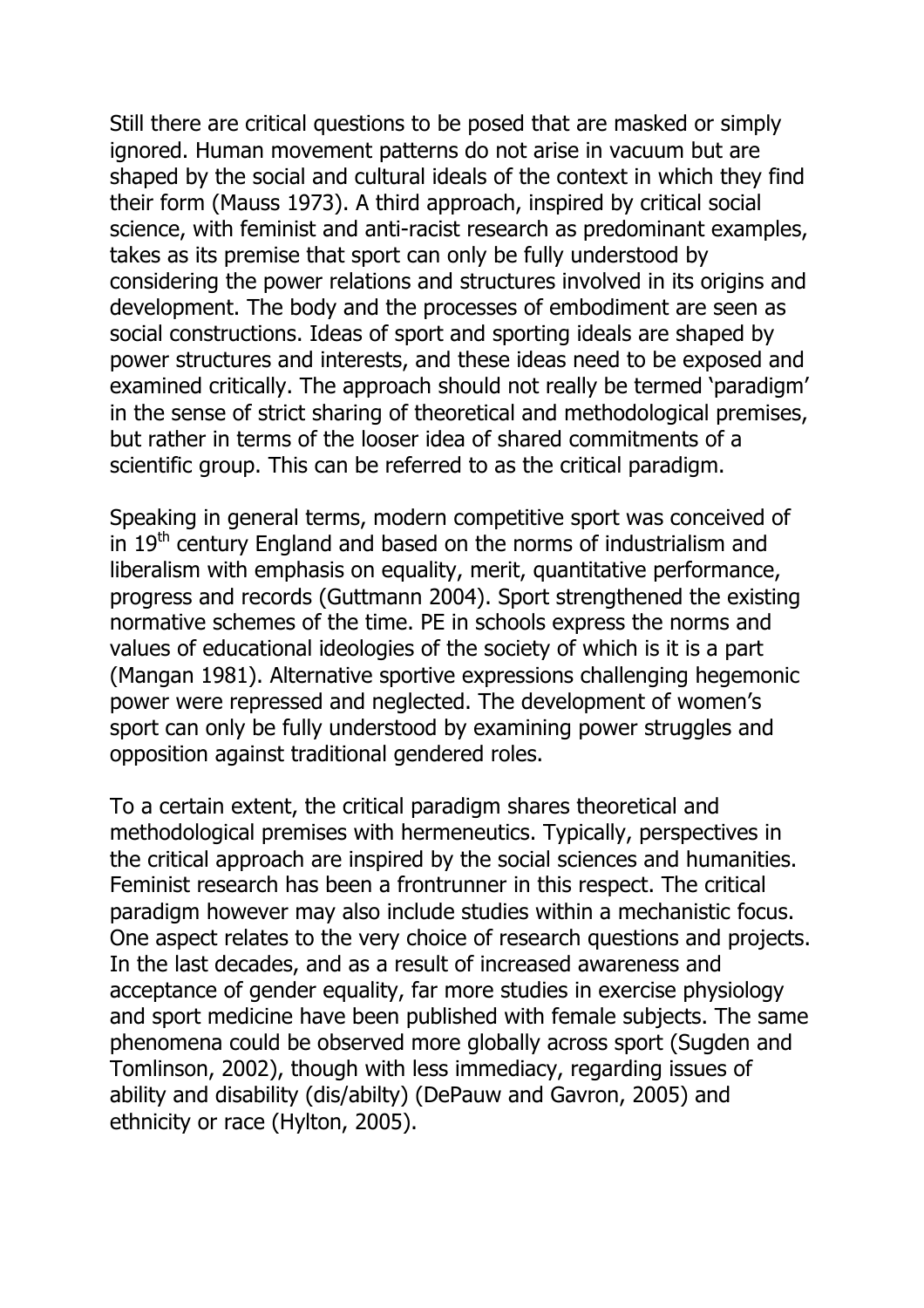Still there are critical questions to be posed that are masked or simply ignored. Human movement patterns do not arise in vacuum but are shaped by the social and cultural ideals of the context in which they find their form (Mauss 1973). A third approach, inspired by critical social science, with feminist and anti-racist research as predominant examples, takes as its premise that sport can only be fully understood by considering the power relations and structures involved in its origins and development. The body and the processes of embodiment are seen as social constructions. Ideas of sport and sporting ideals are shaped by power structures and interests, and these ideas need to be exposed and examined critically. The approach should not really be termed 'paradigm' in the sense of strict sharing of theoretical and methodological premises, but rather in terms of the looser idea of shared commitments of a scientific group. This can be referred to as the critical paradigm.

Speaking in general terms, modern competitive sport was conceived of in 19th century England and based on the norms of industrialism and liberalism with emphasis on equality, merit, quantitative performance, progress and records (Guttmann 2004). Sport strengthened the existing normative schemes of the time. PE in schools express the norms and values of educational ideologies of the society of which is it is a part (Mangan 1981). Alternative sportive expressions challenging hegemonic power were repressed and neglected. The development of women's sport can only be fully understood by examining power struggles and opposition against traditional gendered roles.

To a certain extent, the critical paradigm shares theoretical and methodological premises with hermeneutics. Typically, perspectives in the critical approach are inspired by the social sciences and humanities. Feminist research has been a frontrunner in this respect. The critical paradigm however may also include studies within a mechanistic focus. One aspect relates to the very choice of research questions and projects. In the last decades, and as a result of increased awareness and acceptance of gender equality, far more studies in exercise physiology and sport medicine have been published with female subjects. The same phenomena could be observed more globally across sport (Sugden and Tomlinson, 2002), though with less immediacy, regarding issues of ability and disability (dis/abilty) (DePauw and Gavron, 2005) and ethnicity or race (Hylton, 2005).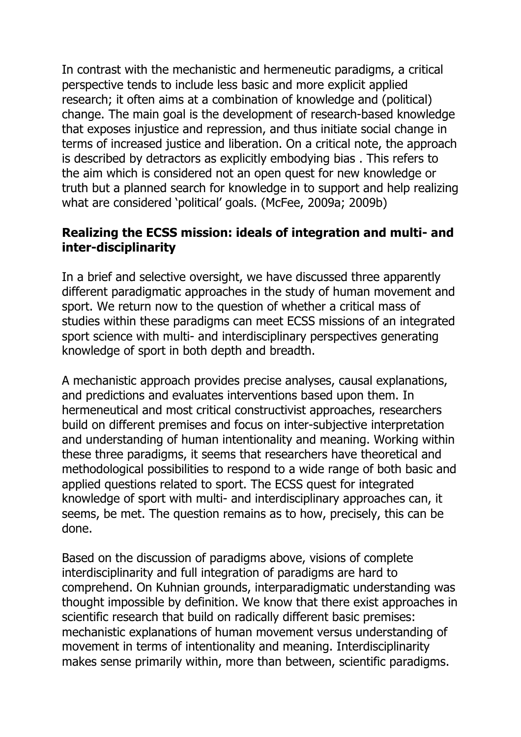In contrast with the mechanistic and hermeneutic paradigms, a critical perspective tends to include less basic and more explicit applied research; it often aims at a combination of knowledge and (political) change. The main goal is the development of research-based knowledge that exposes injustice and repression, and thus initiate social change in terms of increased justice and liberation. On a critical note, the approach is described by detractors as explicitly embodying bias . This refers to the aim which is considered not an open quest for new knowledge or truth but a planned search for knowledge in to support and help realizing what are considered 'political' goals. (McFee, 2009a; 2009b)

**Realizing the ECSS mission: ideals of integration and multi- and inter-disciplinarity**

In a brief and selective oversight, we have discussed three apparently different paradigmatic approaches in the study of human movement and sport. We return now to the question of whether a critical mass of studies within these paradigms can meet ECSS missions of an integrated sport science with multi- and interdisciplinary perspectives generating knowledge of sport in both depth and breadth.

A mechanistic approach provides precise analyses, causal explanations, and predictions and evaluates interventions based upon them. In hermeneutical and most critical constructivist approaches, researchers build on different premises and focus on inter-subjective interpretation and understanding of human intentionality and meaning. Working within these three paradigms, it seems that researchers have theoretical and methodological possibilities to respond to a wide range of both basic and applied questions related to sport. The ECSS quest for integrated knowledge of sport with multi- and interdisciplinary approaches can, it seems, be met. The question remains as to how, precisely, this can be done.

Based on the discussion of paradigms above, visions of complete interdisciplinarity and full integration of paradigms are hard to comprehend. On Kuhnian grounds, interparadigmatic understanding was thought impossible by definition. We know that there exist approaches in scientific research that build on radically different basic premises: mechanistic explanations of human movement versus understanding of movement in terms of intentionality and meaning. Interdisciplinarity makes sense primarily within, more than between, scientific paradigms.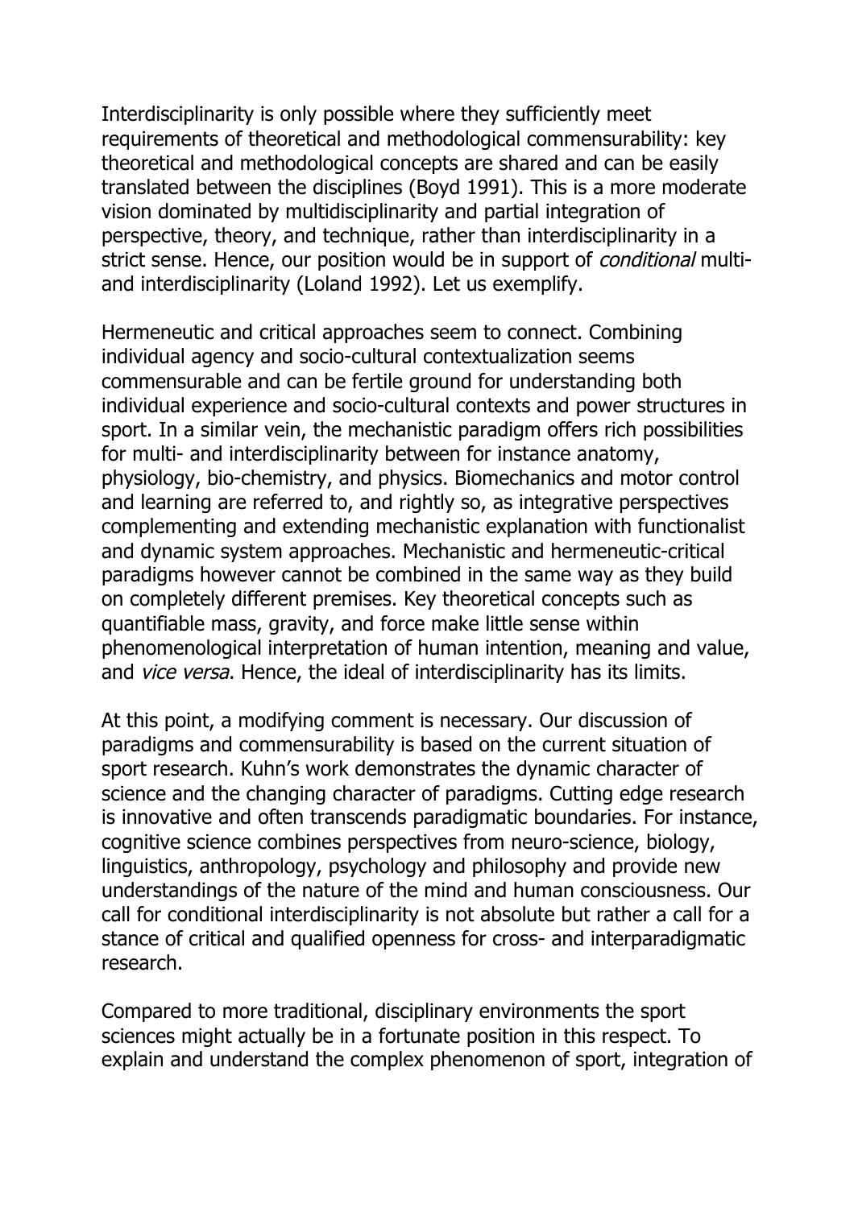Interdisciplinarity is only possible where they sufficiently meet requirements of theoretical and methodological commensurability: key theoretical and methodological concepts are shared and can be easily translated between the disciplines (Boyd 1991). This is a more moderate vision dominated by multidisciplinarity and partial integration of perspective, theory, and technique, rather than interdisciplinarity in a strict sense. Hence, our position would be in support of *conditional* multi- and interdisciplinarity (Loland 1992). Let us exemplify.

Hermeneutic and critical approaches seem to connect. Combining individual agency and socio-cultural contextualization seems commensurable and can be fertile ground for understanding both individual experience and socio-cultural contexts and power structures in sport. In a similar vein, the mechanistic paradigm offers rich possibilities for multi- and interdisciplinarity between for instance anatomy, physiology, bio-chemistry, and physics. Biomechanics and motor control and learning are referred to, and rightly so, as integrative perspectives complementing and extending mechanistic explanation with functionalist and dynamic system approaches. Mechanistic and hermeneutic-critical paradigms however cannot be combined in the same way as they build on completely different premises. Key theoretical concepts such as quantifiable mass, gravity, and force make little sense within phenomenological interpretation of human intention, meaning and value, and *vice versa*. Hence, the ideal of interdisciplinarity has its limits.

At this point, a modifying comment is necessary. Our discussion of paradigms and commensurability is based on the current situation of sport research. Kuhn's work demonstrates the dynamic character of science and the changing character of paradigms. Cutting edge research is innovative and often transcends paradigmatic boundaries. For instance, cognitive science combines perspectives from neuro-science, biology, linguistics, anthropology, psychology and philosophy and provide new understandings of the nature of the mind and human consciousness. Our call for conditional interdisciplinarity is not absolute but rather a call for a stance of critical and qualified openness for cross- and interparadigmatic research.

Compared to more traditional, disciplinary environments the sport sciences might actually be in a fortunate position in this respect. To explain and understand the complex phenomenon of sport, integration of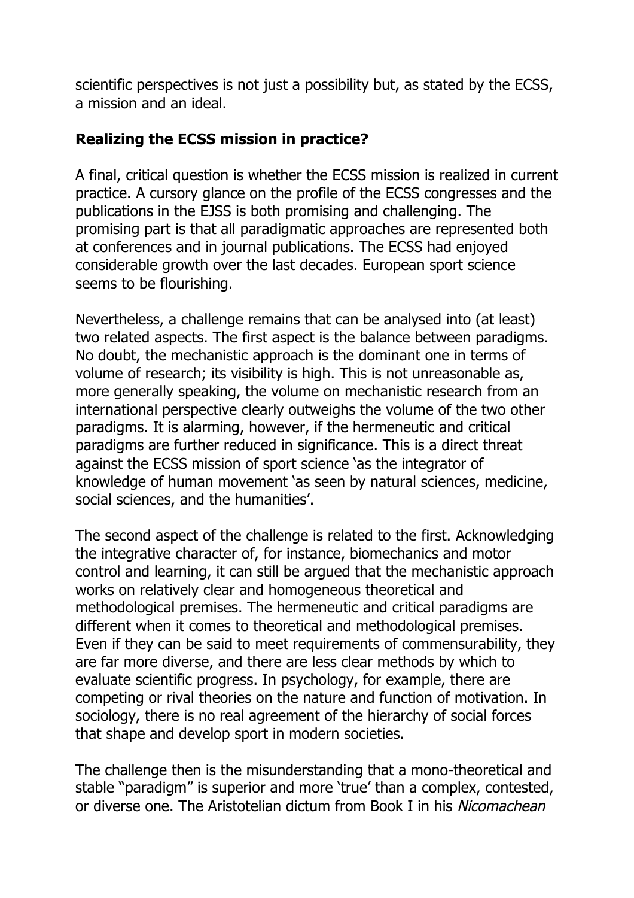scientific perspectives is not just a possibility but, as stated by the ECSS, a mission and an ideal.

## Realizing the ECSS mission in practice?

A final, critical question is whether the ECSS mission is realized in current practice. A cursory glance on the profile of the ECSS congresses and the publications in the EJSS is both promising and challenging. The promising part is that all paradigmatic approaches are represented both at conferences and in journal publications. The ECSS had enjoyed considerable growth over the last decades. European sport science seems to be flourishing.

Nevertheless, a challenge remains that can be analysed into (at least) two related aspects. The first aspect is the balance between paradigms. No doubt, the mechanistic approach is the dominant one in terms of volume of research; its visibility is high. This is not unreasonable as, more generally speaking, the volume on mechanistic research from an international perspective clearly outweighs the volume of the two other paradigms. It is alarming, however, if the hermeneutic and critical paradigms are further reduced in significance. This is a direct threat against the ECSS mission of sport science 'as the integrator of knowledge of human movement 'as seen by natural sciences, medicine, social sciences, and the humanities'.

The second aspect of the challenge is related to the first. Acknowledging the integrative character of, for instance, biomechanics and motor control and learning, it can still be argued that the mechanistic approach works on relatively clear and homogeneous theoretical and methodological premises. The hermeneutic and critical paradigms are different when it comes to theoretical and methodological premises. Even if they can be said to meet requirements of commensurability, they are far more diverse, and there are less clear methods by which to evaluate scientific progress. In psychology, for example, there are competing or rival theories on the nature and function of motivation. In sociology, there is no real agreement of the hierarchy of social forces that shape and develop sport in modern societies.

The challenge then is the misunderstanding that a mono-theoretical and stable "paradigm" is superior and more 'true' than a complex, contested, or diverse one. The Aristotelian dictum from Book I in his *Nicomachean*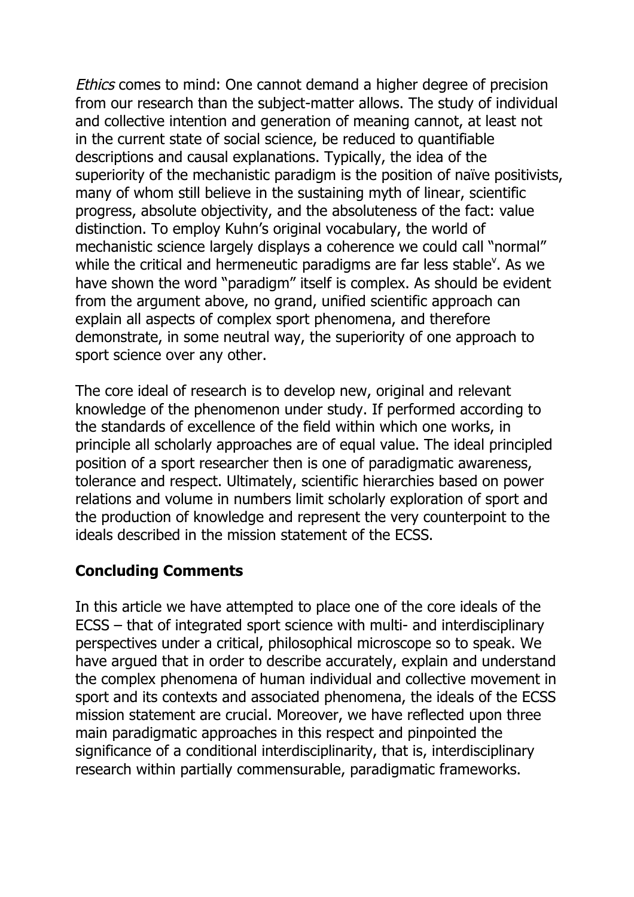*Ethics* comes to mind: One cannot demand a higher degree of precision from our research than the subject-matter allows. The study of individual and collective intention and generation of meaning cannot, at least not in the current state of social science, be reduced to quantifiable descriptions and causal explanations. Typically, the idea of the superiority of the mechanistic paradigm is the position of naïve positivists, many of whom still believe in the sustaining myth of linear, scientific progress, absolute objectivity, and the absoluteness of the fact: value distinction. To employ Kuhn's original vocabulary, the world of mechanistic science largely displays a coherence we could call "normal" while the critical and hermeneutic paradigms are far less stable[v]. As we have shown the word "paradigm" itself is complex. As should be evident from the argument above, no grand, unified scientific approach can explain all aspects of complex sport phenomena, and therefore demonstrate, in some neutral way, the superiority of one approach to sport science over any other.

The core ideal of research is to develop new, original and relevant knowledge of the phenomenon under study. If performed according to the standards of excellence of the field within which one works, in principle all scholarly approaches are of equal value. The ideal principled position of a sport researcher then is one of paradigmatic awareness, tolerance and respect. Ultimately, scientific hierarchies based on power relations and volume in numbers limit scholarly exploration of sport and the production of knowledge and represent the very counterpoint to the ideals described in the mission statement of the ECSS.

## Concluding Comments

In this article we have attempted to place one of the core ideals of the ECSS – that of integrated sport science with multi- and interdisciplinary perspectives under a critical, philosophical microscope so to speak. We have argued that in order to describe accurately, explain and understand the complex phenomena of human individual and collective movement in sport and its contexts and associated phenomena, the ideals of the ECSS mission statement are crucial. Moreover, we have reflected upon three main paradigmatic approaches in this respect and pinpointed the significance of a conditional interdisciplinarity, that is, interdisciplinary research within partially commensurable, paradigmatic frameworks.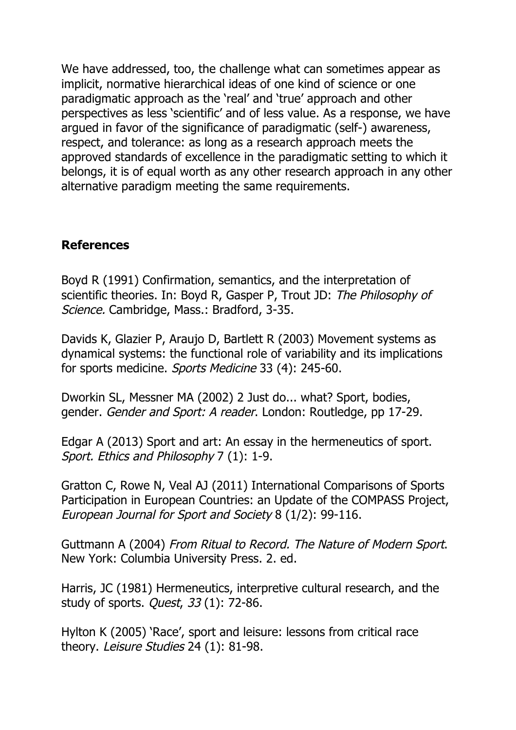We have addressed, too, the challenge what can sometimes appear as implicit, normative hierarchical ideas of one kind of science or one paradigmatic approach as the 'real' and 'true' approach and other perspectives as less 'scientific' and of less value. As a response, we have argued in favor of the significance of paradigmatic (self-) awareness, respect, and tolerance: as long as a research approach meets the approved standards of excellence in the paradigmatic setting to which it belongs, it is of equal worth as any other research approach in any other alternative paradigm meeting the same requirements.

## References

Boyd R (1991) Confirmation, semantics, and the interpretation of scientific theories. In: Boyd R, Gasper P, Trout JD: *The Philosophy of Science.* Cambridge, Mass.: Bradford, 3-35.

Davids K, Glazier P, Araujo D, Bartlett R (2003) Movement systems as dynamical systems: the functional role of variability and its implications for sports medicine. *Sports Medicine* 33 (4): 245-60.

Dworkin SL, Messner MA (2002) 2 Just do... what? Sport, bodies, gender. *Gender and Sport: A reader*. London: Routledge, pp 17-29.

Edgar A (2013) Sport and art: An essay in the hermeneutics of sport. *Sport. Ethics and Philosophy* 7 (1): 1-9.

Gratton C, Rowe N, Veal AJ (2011) International Comparisons of Sports Participation in European Countries: an Update of the COMPASS Project, *European Journal for Sport and Society* 8 (1/2): 99-116.

Guttmann A (2004) *From Ritual to Record. The Nature of Modern Sport*. New York: Columbia University Press. 2. ed.

Harris, JC (1981) Hermeneutics, interpretive cultural research, and the study of sports. *Quest*, *33* (1): 72-86.

Hylton K (2005) 'Race', sport and leisure: lessons from critical race theory. *Leisure Studies* 24 (1): 81-98.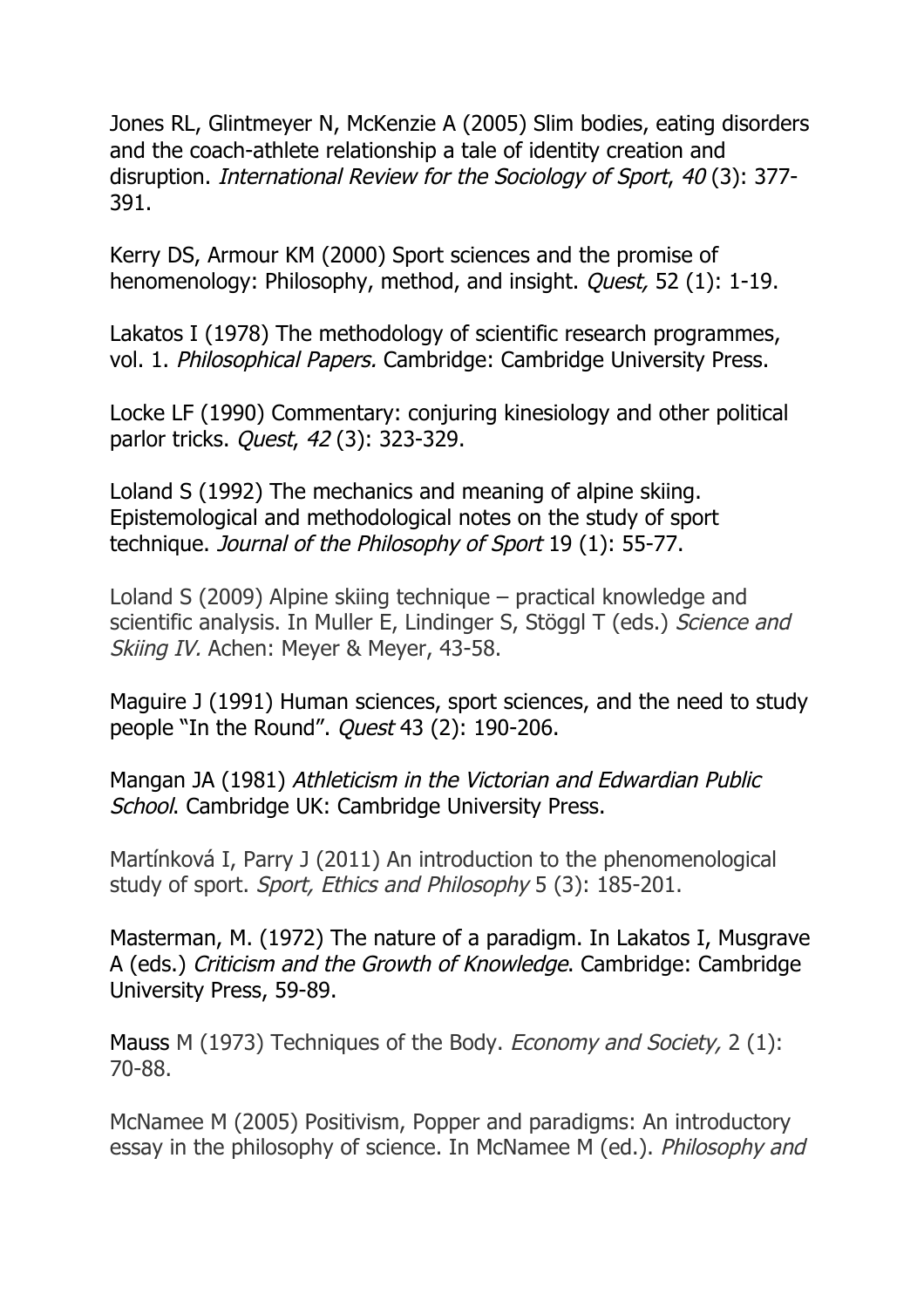Jones RL, Glintmeyer N, McKenzie A (2005) Slim bodies, eating disorders and the coach-athlete relationship a tale of identity creation and disruption. *International Review for the Sociology of Sport*, *40* (3): 377-391.

Kerry DS, Armour KM (2000) Sport sciences and the promise of henomenology: Philosophy, method, and insight. *Quest,* 52 (1): 1-19.

Lakatos I (1978) The methodology of scientific research programmes, vol. 1. *Philosophical Papers.* Cambridge: Cambridge University Press.

Locke LF (1990) Commentary: conjuring kinesiology and other political parlor tricks. *Quest*, *42* (3): 323-329.

Loland S (1992) The mechanics and meaning of alpine skiing. Epistemological and methodological notes on the study of sport technique. *Journal of the Philosophy of Sport* 19 (1): 55-77.

Loland S (2009) Alpine skiing technique – practical knowledge and scientific analysis. In Muller E, Lindinger S, Stöggl T (eds.) *Science and Skiing IV.* Achen: Meyer & Meyer, 43-58.

Maguire J (1991) Human sciences, sport sciences, and the need to study people "In the Round". *Quest* 43 (2): 190-206.

Mangan JA (1981) *Athleticism in the Victorian and Edwardian Public School*. Cambridge UK: Cambridge University Press.

Martínková I, Parry J (2011) An introduction to the phenomenological study of sport. *Sport, Ethics and Philosophy* 5 (3): 185-201.

Masterman, M. (1972) The nature of a paradigm. In Lakatos I, Musgrave A (eds.) *Criticism and the Growth of Knowledge*. Cambridge: Cambridge University Press, 59-89.

Mauss M (1973) Techniques of the Body. *Economy and Society,* 2 (1): 70-88.

McNamee M (2005) Positivism, Popper and paradigms: An introductory essay in the philosophy of science. In McNamee M (ed.). *Philosophy and*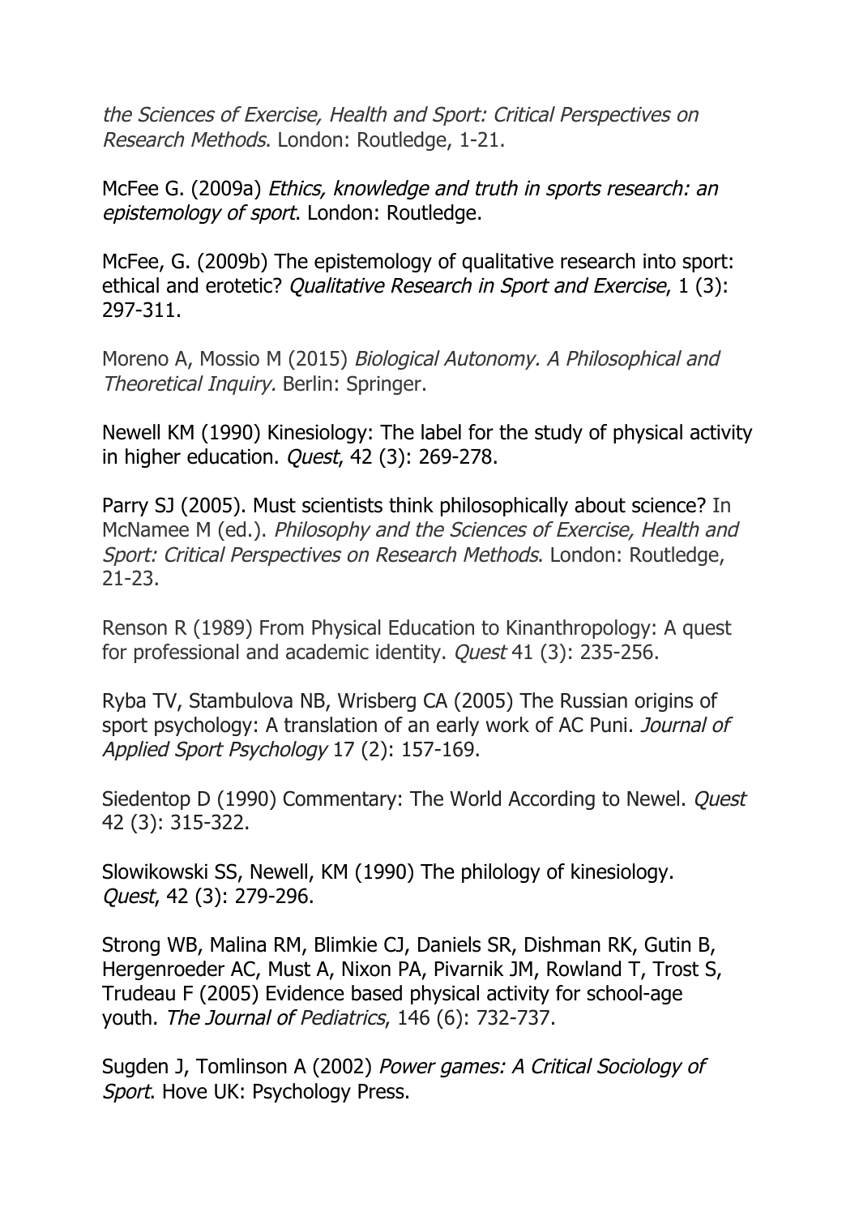*the Sciences of Exercise, Health and Sport: Critical Perspectives on Research Methods*. London: Routledge, 1-21.

McFee G. (2009a) *Ethics, knowledge and truth in sports research: an epistemology of sport*. London: Routledge.

McFee, G. (2009b) The epistemology of qualitative research into sport: ethical and erotetic? *Qualitative Research in Sport and Exercise*, 1 (3): 297-311.

Moreno A, Mossio M (2015) *Biological Autonomy. A Philosophical and Theoretical Inquiry.* Berlin: Springer.

Newell KM (1990) Kinesiology: The label for the study of physical activity in higher education. *Quest*, 42 (3): 269-278.

Parry SJ (2005). Must scientists think philosophically about science? In McNamee M (ed.). *Philosophy and the Sciences of Exercise, Health and Sport: Critical Perspectives on Research Methods*. London: Routledge, 21-23.

Renson R (1989) From Physical Education to Kinanthropology: A quest for professional and academic identity. *Quest* 41 (3): 235-256.

Ryba TV, Stambulova NB, Wrisberg CA (2005) The Russian origins of sport psychology: A translation of an early work of AC Puni. *Journal of Applied Sport Psychology* 17 (2): 157-169.

Siedentop D (1990) Commentary: The World According to Newel. *Quest* 42 (3): 315-322.

Slowikowski SS, Newell, KM (1990) The philology of kinesiology. *Quest*, 42 (3): 279-296.

Strong WB, Malina RM, Blimkie CJ, Daniels SR, Dishman RK, Gutin B, Hergenroeder AC, Must A, Nixon PA, Pivarnik JM, Rowland T, Trost S, Trudeau F (2005) Evidence based physical activity for school-age youth. *The Journal of Pediatrics*, 146 (6): 732-737.

Sugden J, Tomlinson A (2002) *Power games: A Critical Sociology of Sport*. Hove UK: Psychology Press.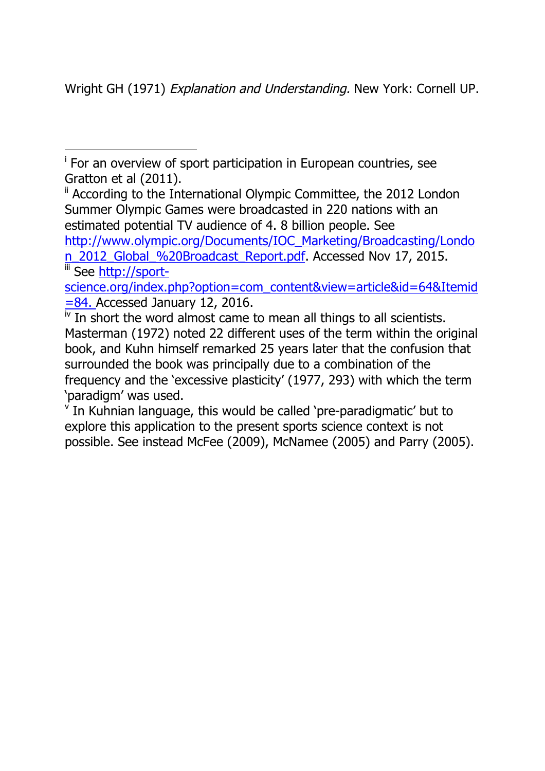Wright GH (1971) *Explanation and Understanding.* New York: Cornell UP.

---

[i] For an overview of sport participation in European countries, see Gratton et al (2011).

[ii] According to the International Olympic Committee, the 2012 London Summer Olympic Games were broadcasted in 220 nations with an estimated potential TV audience of 4. 8 billion people. See http://www.olympic.org/Documents/IOC_Marketing/Broadcasting/London_2012_Global_%20Broadcast_Report.pdf. Accessed Nov 17, 2015.

[iii] See http://sport-science.org/index.php?option=com_content&view=article&id=64&Itemid=84. Accessed January 12, 2016.

[iv] In short the word almost came to mean all things to all scientists. Masterman (1972) noted 22 different uses of the term within the original book, and Kuhn himself remarked 25 years later that the confusion that surrounded the book was principally due to a combination of the frequency and the 'excessive plasticity' (1977, 293) with which the term 'paradigm' was used.

[v] In Kuhnian language, this would be called 'pre-paradigmatic' but to explore this application to the present sports science context is not possible. See instead McFee (2009), McNamee (2005) and Parry (2005).